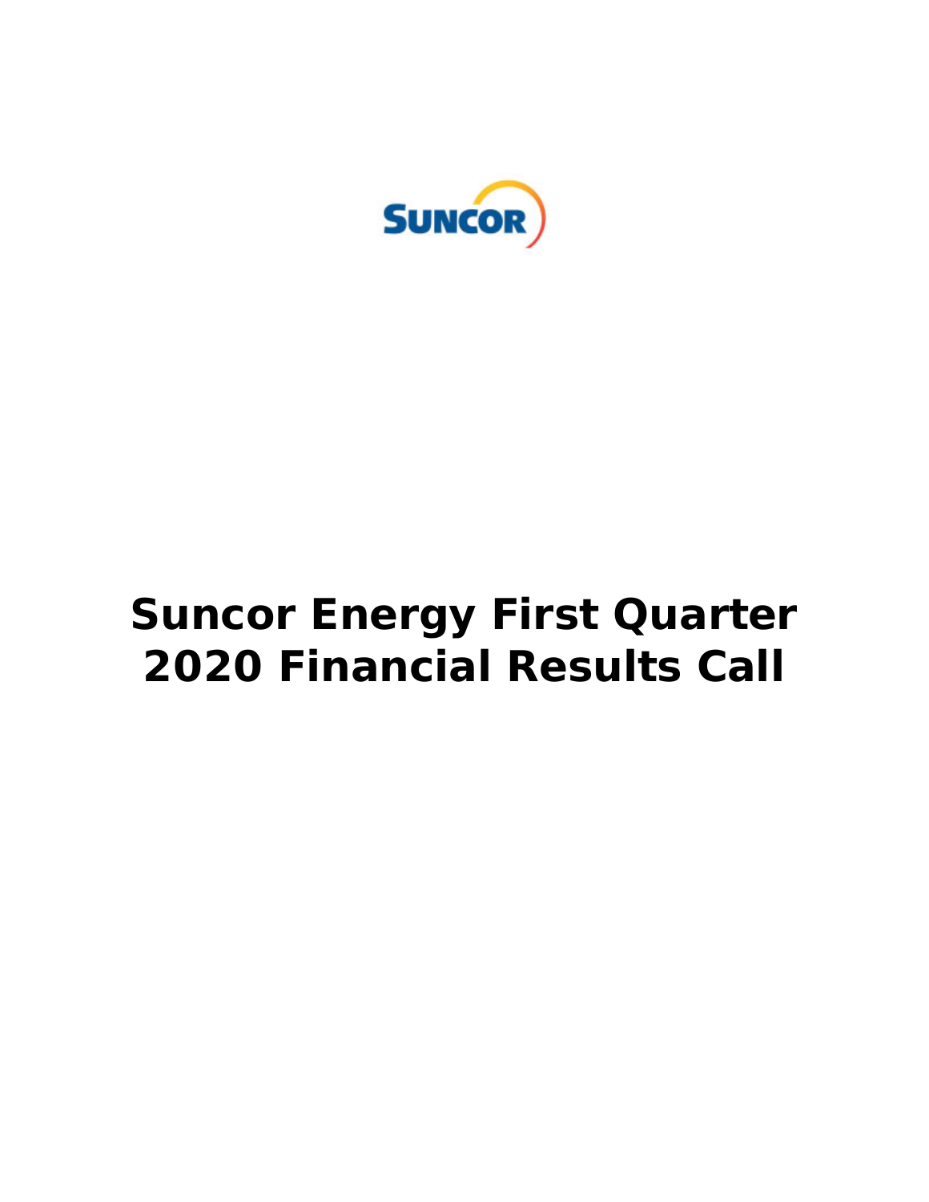SUNCOR

# Suncor Energy First Quarter 2020 Financial Results Call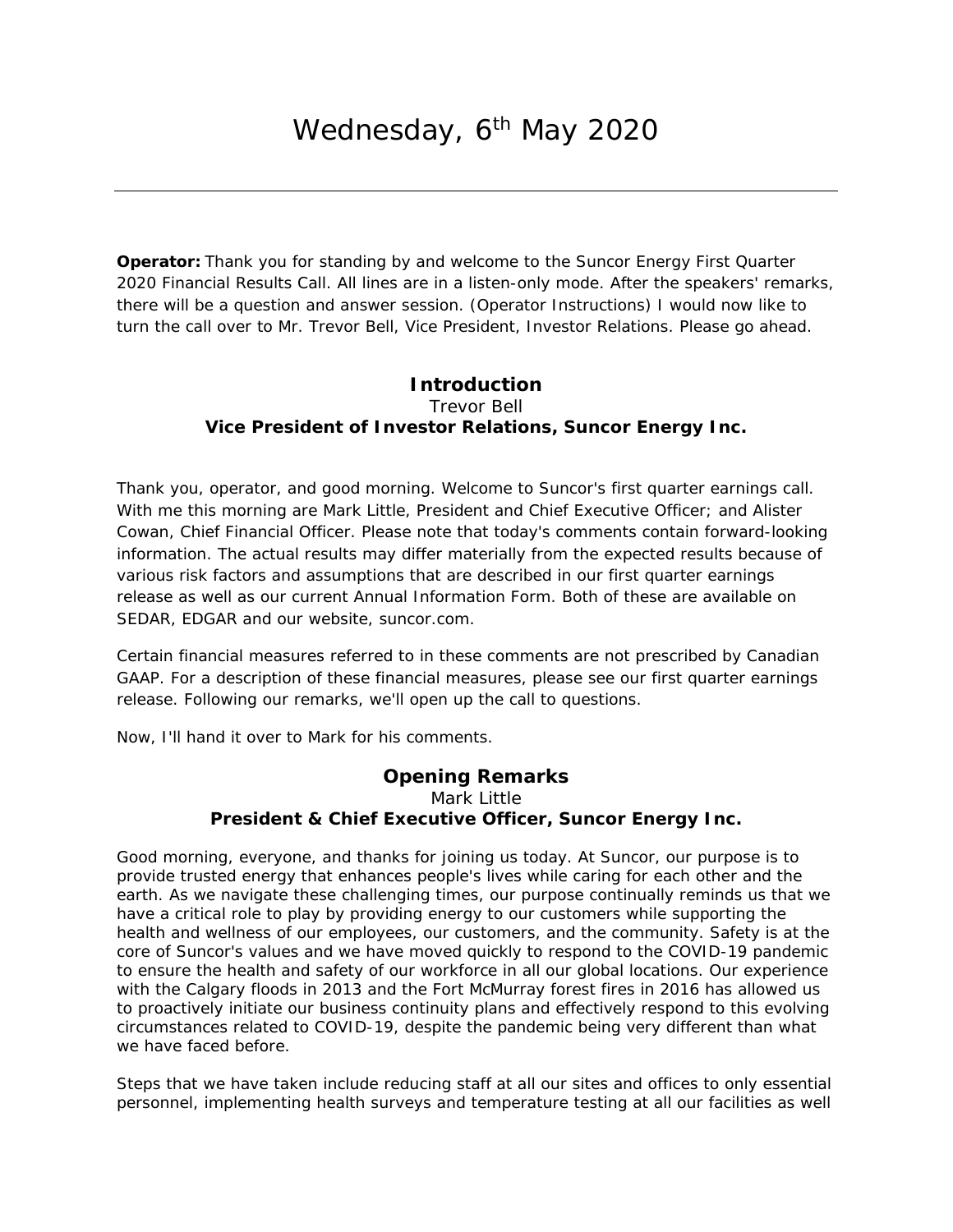# Wednesday, 6th May 2020

---

**Operator:** Thank you for standing by and welcome to the Suncor Energy First Quarter 2020 Financial Results Call. All lines are in a listen-only mode. After the speakers' remarks, there will be a question and answer session. (Operator Instructions) I would now like to turn the call over to Mr. Trevor Bell, Vice President, Investor Relations. Please go ahead.

## Introduction

Trevor Bell

**Vice President of Investor Relations, Suncor Energy Inc.**

Thank you, operator, and good morning. Welcome to Suncor's first quarter earnings call. With me this morning are Mark Little, President and Chief Executive Officer; and Alister Cowan, Chief Financial Officer. Please note that today's comments contain forward-looking information. The actual results may differ materially from the expected results because of various risk factors and assumptions that are described in our first quarter earnings release as well as our current Annual Information Form. Both of these are available on SEDAR, EDGAR and our website, suncor.com.

Certain financial measures referred to in these comments are not prescribed by Canadian GAAP. For a description of these financial measures, please see our first quarter earnings release. Following our remarks, we'll open up the call to questions.

Now, I'll hand it over to Mark for his comments.

## Opening Remarks

Mark Little

**President & Chief Executive Officer, Suncor Energy Inc.**

Good morning, everyone, and thanks for joining us today. At Suncor, our purpose is to provide trusted energy that enhances people's lives while caring for each other and the earth. As we navigate these challenging times, our purpose continually reminds us that we have a critical role to play by providing energy to our customers while supporting the health and wellness of our employees, our customers, and the community. Safety is at the core of Suncor's values and we have moved quickly to respond to the COVID-19 pandemic to ensure the health and safety of our workforce in all our global locations. Our experience with the Calgary floods in 2013 and the Fort McMurray forest fires in 2016 has allowed us to proactively initiate our business continuity plans and effectively respond to this evolving circumstances related to COVID-19, despite the pandemic being very different than what we have faced before.

Steps that we have taken include reducing staff at all our sites and offices to only essential personnel, implementing health surveys and temperature testing at all our facilities as well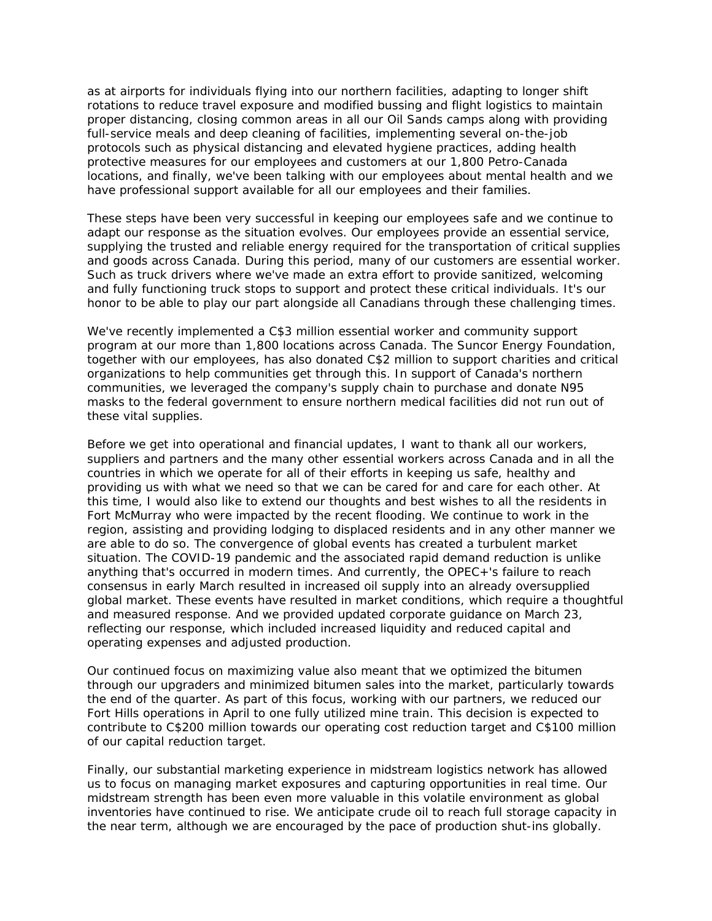as at airports for individuals flying into our northern facilities, adapting to longer shift rotations to reduce travel exposure and modified bussing and flight logistics to maintain proper distancing, closing common areas in all our Oil Sands camps along with providing full-service meals and deep cleaning of facilities, implementing several on-the-job protocols such as physical distancing and elevated hygiene practices, adding health protective measures for our employees and customers at our 1,800 Petro-Canada locations, and finally, we've been talking with our employees about mental health and we have professional support available for all our employees and their families.

These steps have been very successful in keeping our employees safe and we continue to adapt our response as the situation evolves. Our employees provide an essential service, supplying the trusted and reliable energy required for the transportation of critical supplies and goods across Canada. During this period, many of our customers are essential worker. Such as truck drivers where we've made an extra effort to provide sanitized, welcoming and fully functioning truck stops to support and protect these critical individuals. It's our honor to be able to play our part alongside all Canadians through these challenging times.

We've recently implemented a C$3 million essential worker and community support program at our more than 1,800 locations across Canada. The Suncor Energy Foundation, together with our employees, has also donated C$2 million to support charities and critical organizations to help communities get through this. In support of Canada's northern communities, we leveraged the company's supply chain to purchase and donate N95 masks to the federal government to ensure northern medical facilities did not run out of these vital supplies.

Before we get into operational and financial updates, I want to thank all our workers, suppliers and partners and the many other essential workers across Canada and in all the countries in which we operate for all of their efforts in keeping us safe, healthy and providing us with what we need so that we can be cared for and care for each other. At this time, I would also like to extend our thoughts and best wishes to all the residents in Fort McMurray who were impacted by the recent flooding. We continue to work in the region, assisting and providing lodging to displaced residents and in any other manner we are able to do so. The convergence of global events has created a turbulent market situation. The COVID-19 pandemic and the associated rapid demand reduction is unlike anything that's occurred in modern times. And currently, the OPEC+'s failure to reach consensus in early March resulted in increased oil supply into an already oversupplied global market. These events have resulted in market conditions, which require a thoughtful and measured response. And we provided updated corporate guidance on March 23, reflecting our response, which included increased liquidity and reduced capital and operating expenses and adjusted production.

Our continued focus on maximizing value also meant that we optimized the bitumen through our upgraders and minimized bitumen sales into the market, particularly towards the end of the quarter. As part of this focus, working with our partners, we reduced our Fort Hills operations in April to one fully utilized mine train. This decision is expected to contribute to C$200 million towards our operating cost reduction target and C$100 million of our capital reduction target.

Finally, our substantial marketing experience in midstream logistics network has allowed us to focus on managing market exposures and capturing opportunities in real time. Our midstream strength has been even more valuable in this volatile environment as global inventories have continued to rise. We anticipate crude oil to reach full storage capacity in the near term, although we are encouraged by the pace of production shut-ins globally.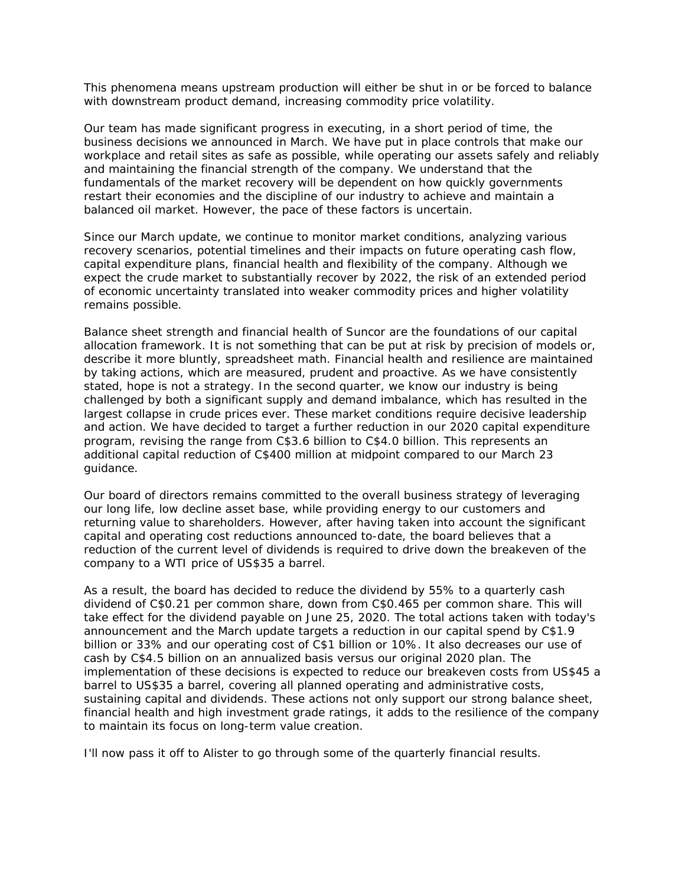This phenomena means upstream production will either be shut in or be forced to balance with downstream product demand, increasing commodity price volatility.

Our team has made significant progress in executing, in a short period of time, the business decisions we announced in March. We have put in place controls that make our workplace and retail sites as safe as possible, while operating our assets safely and reliably and maintaining the financial strength of the company. We understand that the fundamentals of the market recovery will be dependent on how quickly governments restart their economies and the discipline of our industry to achieve and maintain a balanced oil market. However, the pace of these factors is uncertain.

Since our March update, we continue to monitor market conditions, analyzing various recovery scenarios, potential timelines and their impacts on future operating cash flow, capital expenditure plans, financial health and flexibility of the company. Although we expect the crude market to substantially recover by 2022, the risk of an extended period of economic uncertainty translated into weaker commodity prices and higher volatility remains possible.

Balance sheet strength and financial health of Suncor are the foundations of our capital allocation framework. It is not something that can be put at risk by precision of models or, describe it more bluntly, spreadsheet math. Financial health and resilience are maintained by taking actions, which are measured, prudent and proactive. As we have consistently stated, hope is not a strategy. In the second quarter, we know our industry is being challenged by both a significant supply and demand imbalance, which has resulted in the largest collapse in crude prices ever. These market conditions require decisive leadership and action. We have decided to target a further reduction in our 2020 capital expenditure program, revising the range from C$3.6 billion to C$4.0 billion. This represents an additional capital reduction of C$400 million at midpoint compared to our March 23 guidance.

Our board of directors remains committed to the overall business strategy of leveraging our long life, low decline asset base, while providing energy to our customers and returning value to shareholders. However, after having taken into account the significant capital and operating cost reductions announced to-date, the board believes that a reduction of the current level of dividends is required to drive down the breakeven of the company to a WTI price of US$35 a barrel.

As a result, the board has decided to reduce the dividend by 55% to a quarterly cash dividend of C$0.21 per common share, down from C$0.465 per common share. This will take effect for the dividend payable on June 25, 2020. The total actions taken with today's announcement and the March update targets a reduction in our capital spend by C$1.9 billion or 33% and our operating cost of C$1 billion or 10%. It also decreases our use of cash by C$4.5 billion on an annualized basis versus our original 2020 plan. The implementation of these decisions is expected to reduce our breakeven costs from US$45 a barrel to US$35 a barrel, covering all planned operating and administrative costs, sustaining capital and dividends. These actions not only support our strong balance sheet, financial health and high investment grade ratings, it adds to the resilience of the company to maintain its focus on long-term value creation.

I'll now pass it off to Alister to go through some of the quarterly financial results.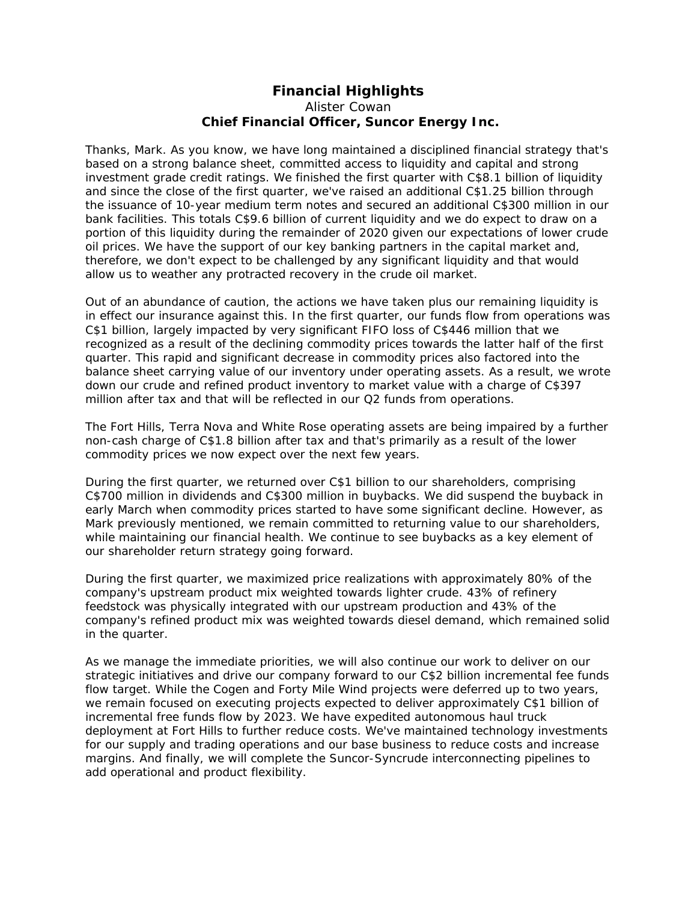# Financial Highlights

Alister Cowan

**Chief Financial Officer, Suncor Energy Inc.**

Thanks, Mark. As you know, we have long maintained a disciplined financial strategy that's based on a strong balance sheet, committed access to liquidity and capital and strong investment grade credit ratings. We finished the first quarter with C$8.1 billion of liquidity and since the close of the first quarter, we've raised an additional C$1.25 billion through the issuance of 10-year medium term notes and secured an additional C$300 million in our bank facilities. This totals C$9.6 billion of current liquidity and we do expect to draw on a portion of this liquidity during the remainder of 2020 given our expectations of lower crude oil prices. We have the support of our key banking partners in the capital market and, therefore, we don't expect to be challenged by any significant liquidity and that would allow us to weather any protracted recovery in the crude oil market.

Out of an abundance of caution, the actions we have taken plus our remaining liquidity is in effect our insurance against this. In the first quarter, our funds flow from operations was C$1 billion, largely impacted by very significant FIFO loss of C$446 million that we recognized as a result of the declining commodity prices towards the latter half of the first quarter. This rapid and significant decrease in commodity prices also factored into the balance sheet carrying value of our inventory under operating assets. As a result, we wrote down our crude and refined product inventory to market value with a charge of C$397 million after tax and that will be reflected in our Q2 funds from operations.

The Fort Hills, Terra Nova and White Rose operating assets are being impaired by a further non-cash charge of C$1.8 billion after tax and that's primarily as a result of the lower commodity prices we now expect over the next few years.

During the first quarter, we returned over C$1 billion to our shareholders, comprising C$700 million in dividends and C$300 million in buybacks. We did suspend the buyback in early March when commodity prices started to have some significant decline. However, as Mark previously mentioned, we remain committed to returning value to our shareholders, while maintaining our financial health. We continue to see buybacks as a key element of our shareholder return strategy going forward.

During the first quarter, we maximized price realizations with approximately 80% of the company's upstream product mix weighted towards lighter crude. 43% of refinery feedstock was physically integrated with our upstream production and 43% of the company's refined product mix was weighted towards diesel demand, which remained solid in the quarter.

As we manage the immediate priorities, we will also continue our work to deliver on our strategic initiatives and drive our company forward to our C$2 billion incremental fee funds flow target. While the Cogen and Forty Mile Wind projects were deferred up to two years, we remain focused on executing projects expected to deliver approximately C$1 billion of incremental free funds flow by 2023. We have expedited autonomous haul truck deployment at Fort Hills to further reduce costs. We've maintained technology investments for our supply and trading operations and our base business to reduce costs and increase margins. And finally, we will complete the Suncor-Syncrude interconnecting pipelines to add operational and product flexibility.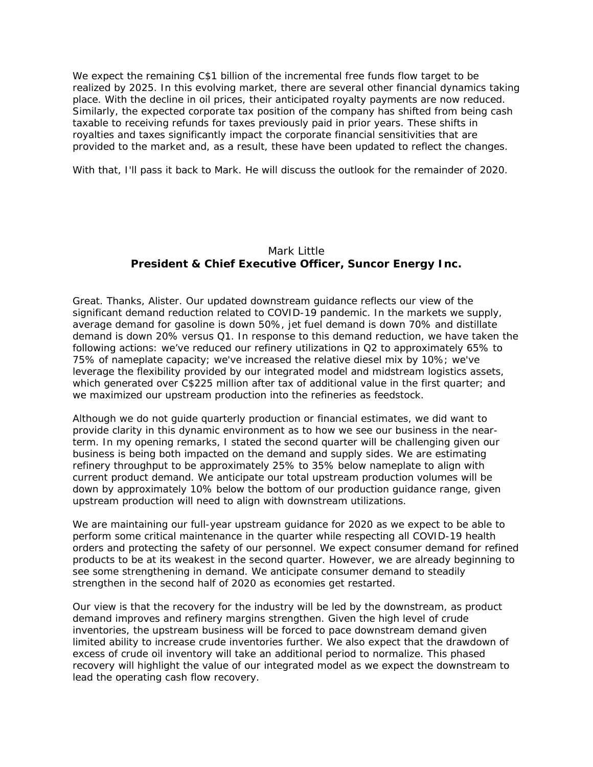We expect the remaining C$1 billion of the incremental free funds flow target to be realized by 2025. In this evolving market, there are several other financial dynamics taking place. With the decline in oil prices, their anticipated royalty payments are now reduced. Similarly, the expected corporate tax position of the company has shifted from being cash taxable to receiving refunds for taxes previously paid in prior years. These shifts in royalties and taxes significantly impact the corporate financial sensitivities that are provided to the market and, as a result, these have been updated to reflect the changes.

With that, I'll pass it back to Mark. He will discuss the outlook for the remainder of 2020.

Mark Little
**President & Chief Executive Officer, Suncor Energy Inc.**

Great. Thanks, Alister. Our updated downstream guidance reflects our view of the significant demand reduction related to COVID-19 pandemic. In the markets we supply, average demand for gasoline is down 50%, jet fuel demand is down 70% and distillate demand is down 20% versus Q1. In response to this demand reduction, we have taken the following actions: we've reduced our refinery utilizations in Q2 to approximately 65% to 75% of nameplate capacity; we've increased the relative diesel mix by 10%; we've leverage the flexibility provided by our integrated model and midstream logistics assets, which generated over C$225 million after tax of additional value in the first quarter; and we maximized our upstream production into the refineries as feedstock.

Although we do not guide quarterly production or financial estimates, we did want to provide clarity in this dynamic environment as to how we see our business in the near-term. In my opening remarks, I stated the second quarter will be challenging given our business is being both impacted on the demand and supply sides. We are estimating refinery throughput to be approximately 25% to 35% below nameplate to align with current product demand. We anticipate our total upstream production volumes will be down by approximately 10% below the bottom of our production guidance range, given upstream production will need to align with downstream utilizations.

We are maintaining our full-year upstream guidance for 2020 as we expect to be able to perform some critical maintenance in the quarter while respecting all COVID-19 health orders and protecting the safety of our personnel. We expect consumer demand for refined products to be at its weakest in the second quarter. However, we are already beginning to see some strengthening in demand. We anticipate consumer demand to steadily strengthen in the second half of 2020 as economies get restarted.

Our view is that the recovery for the industry will be led by the downstream, as product demand improves and refinery margins strengthen. Given the high level of crude inventories, the upstream business will be forced to pace downstream demand given limited ability to increase crude inventories further. We also expect that the drawdown of excess of crude oil inventory will take an additional period to normalize. This phased recovery will highlight the value of our integrated model as we expect the downstream to lead the operating cash flow recovery.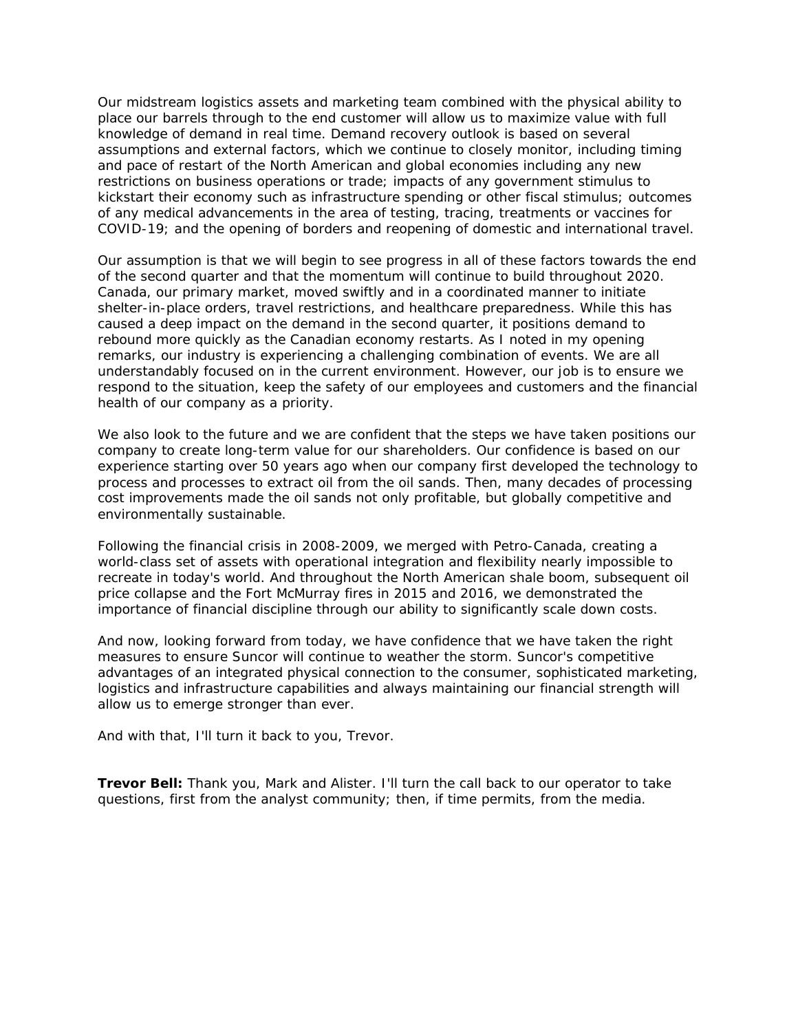Our midstream logistics assets and marketing team combined with the physical ability to place our barrels through to the end customer will allow us to maximize value with full knowledge of demand in real time. Demand recovery outlook is based on several assumptions and external factors, which we continue to closely monitor, including timing and pace of restart of the North American and global economies including any new restrictions on business operations or trade; impacts of any government stimulus to kickstart their economy such as infrastructure spending or other fiscal stimulus; outcomes of any medical advancements in the area of testing, tracing, treatments or vaccines for COVID-19; and the opening of borders and reopening of domestic and international travel.

Our assumption is that we will begin to see progress in all of these factors towards the end of the second quarter and that the momentum will continue to build throughout 2020. Canada, our primary market, moved swiftly and in a coordinated manner to initiate shelter-in-place orders, travel restrictions, and healthcare preparedness. While this has caused a deep impact on the demand in the second quarter, it positions demand to rebound more quickly as the Canadian economy restarts. As I noted in my opening remarks, our industry is experiencing a challenging combination of events. We are all understandably focused on in the current environment. However, our job is to ensure we respond to the situation, keep the safety of our employees and customers and the financial health of our company as a priority.

We also look to the future and we are confident that the steps we have taken positions our company to create long-term value for our shareholders. Our confidence is based on our experience starting over 50 years ago when our company first developed the technology to process and processes to extract oil from the oil sands. Then, many decades of processing cost improvements made the oil sands not only profitable, but globally competitive and environmentally sustainable.

Following the financial crisis in 2008-2009, we merged with Petro-Canada, creating a world-class set of assets with operational integration and flexibility nearly impossible to recreate in today's world. And throughout the North American shale boom, subsequent oil price collapse and the Fort McMurray fires in 2015 and 2016, we demonstrated the importance of financial discipline through our ability to significantly scale down costs.

And now, looking forward from today, we have confidence that we have taken the right measures to ensure Suncor will continue to weather the storm. Suncor's competitive advantages of an integrated physical connection to the consumer, sophisticated marketing, logistics and infrastructure capabilities and always maintaining our financial strength will allow us to emerge stronger than ever.

And with that, I'll turn it back to you, Trevor.

**Trevor Bell:** Thank you, Mark and Alister. I'll turn the call back to our operator to take questions, first from the analyst community; then, if time permits, from the media.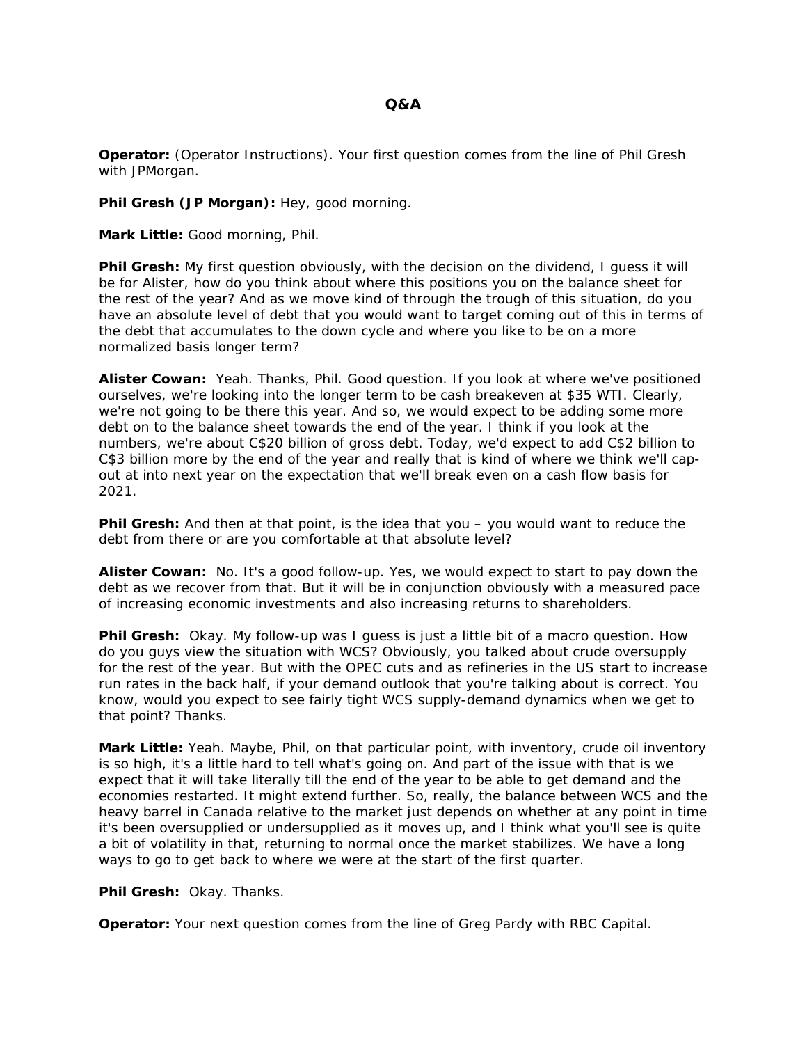## Q&A

**Operator:** (Operator Instructions). Your first question comes from the line of Phil Gresh with JPMorgan.

**Phil Gresh (JP Morgan):** Hey, good morning.

**Mark Little:** Good morning, Phil.

**Phil Gresh:** My first question obviously, with the decision on the dividend, I guess it will be for Alister, how do you think about where this positions you on the balance sheet for the rest of the year? And as we move kind of through the trough of this situation, do you have an absolute level of debt that you would want to target coming out of this in terms of the debt that accumulates to the down cycle and where you like to be on a more normalized basis longer term?

**Alister Cowan:** Yeah. Thanks, Phil. Good question. If you look at where we've positioned ourselves, we're looking into the longer term to be cash breakeven at $35 WTI. Clearly, we're not going to be there this year. And so, we would expect to be adding some more debt on to the balance sheet towards the end of the year. I think if you look at the numbers, we're about C$20 billion of gross debt. Today, we'd expect to add C$2 billion to C$3 billion more by the end of the year and really that is kind of where we think we'll cap-out at into next year on the expectation that we'll break even on a cash flow basis for 2021.

**Phil Gresh:** And then at that point, is the idea that you – you would want to reduce the debt from there or are you comfortable at that absolute level?

**Alister Cowan:** No. It's a good follow-up. Yes, we would expect to start to pay down the debt as we recover from that. But it will be in conjunction obviously with a measured pace of increasing economic investments and also increasing returns to shareholders.

**Phil Gresh:** Okay. My follow-up was I guess is just a little bit of a macro question. How do you guys view the situation with WCS? Obviously, you talked about crude oversupply for the rest of the year. But with the OPEC cuts and as refineries in the US start to increase run rates in the back half, if your demand outlook that you're talking about is correct. You know, would you expect to see fairly tight WCS supply-demand dynamics when we get to that point? Thanks.

**Mark Little:** Yeah. Maybe, Phil, on that particular point, with inventory, crude oil inventory is so high, it's a little hard to tell what's going on. And part of the issue with that is we expect that it will take literally till the end of the year to be able to get demand and the economies restarted. It might extend further. So, really, the balance between WCS and the heavy barrel in Canada relative to the market just depends on whether at any point in time it's been oversupplied or undersupplied as it moves up, and I think what you'll see is quite a bit of volatility in that, returning to normal once the market stabilizes. We have a long ways to go to get back to where we were at the start of the first quarter.

**Phil Gresh:** Okay. Thanks.

**Operator:** Your next question comes from the line of Greg Pardy with RBC Capital.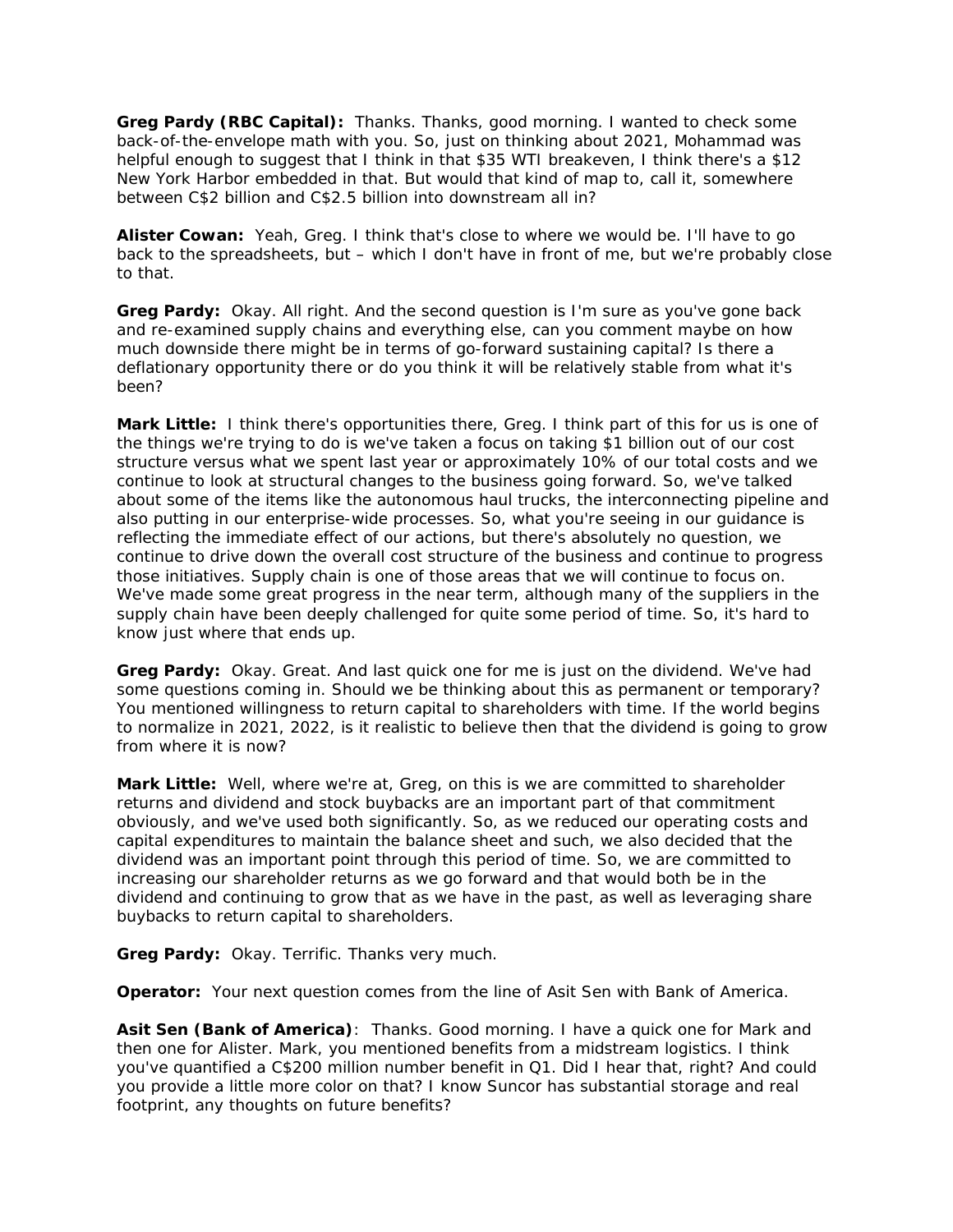**Greg Pardy (RBC Capital):** Thanks. Thanks, good morning. I wanted to check some back-of-the-envelope math with you. So, just on thinking about 2021, Mohammad was helpful enough to suggest that I think in that $35 WTI breakeven, I think there's a $12 New York Harbor embedded in that. But would that kind of map to, call it, somewhere between C$2 billion and C$2.5 billion into downstream all in?

**Alister Cowan:** Yeah, Greg. I think that's close to where we would be. I'll have to go back to the spreadsheets, but – which I don't have in front of me, but we're probably close to that.

**Greg Pardy:** Okay. All right. And the second question is I'm sure as you've gone back and re-examined supply chains and everything else, can you comment maybe on how much downside there might be in terms of go-forward sustaining capital? Is there a deflationary opportunity there or do you think it will be relatively stable from what it's been?

**Mark Little:** I think there's opportunities there, Greg. I think part of this for us is one of the things we're trying to do is we've taken a focus on taking $1 billion out of our cost structure versus what we spent last year or approximately 10% of our total costs and we continue to look at structural changes to the business going forward. So, we've talked about some of the items like the autonomous haul trucks, the interconnecting pipeline and also putting in our enterprise-wide processes. So, what you're seeing in our guidance is reflecting the immediate effect of our actions, but there's absolutely no question, we continue to drive down the overall cost structure of the business and continue to progress those initiatives. Supply chain is one of those areas that we will continue to focus on. We've made some great progress in the near term, although many of the suppliers in the supply chain have been deeply challenged for quite some period of time. So, it's hard to know just where that ends up.

**Greg Pardy:** Okay. Great. And last quick one for me is just on the dividend. We've had some questions coming in. Should we be thinking about this as permanent or temporary? You mentioned willingness to return capital to shareholders with time. If the world begins to normalize in 2021, 2022, is it realistic to believe then that the dividend is going to grow from where it is now?

**Mark Little:** Well, where we're at, Greg, on this is we are committed to shareholder returns and dividend and stock buybacks are an important part of that commitment obviously, and we've used both significantly. So, as we reduced our operating costs and capital expenditures to maintain the balance sheet and such, we also decided that the dividend was an important point through this period of time. So, we are committed to increasing our shareholder returns as we go forward and that would both be in the dividend and continuing to grow that as we have in the past, as well as leveraging share buybacks to return capital to shareholders.

**Greg Pardy:** Okay. Terrific. Thanks very much.

**Operator:** Your next question comes from the line of Asit Sen with Bank of America.

**Asit Sen (Bank of America)**: Thanks. Good morning. I have a quick one for Mark and then one for Alister. Mark, you mentioned benefits from a midstream logistics. I think you've quantified a C$200 million number benefit in Q1. Did I hear that, right? And could you provide a little more color on that? I know Suncor has substantial storage and real footprint, any thoughts on future benefits?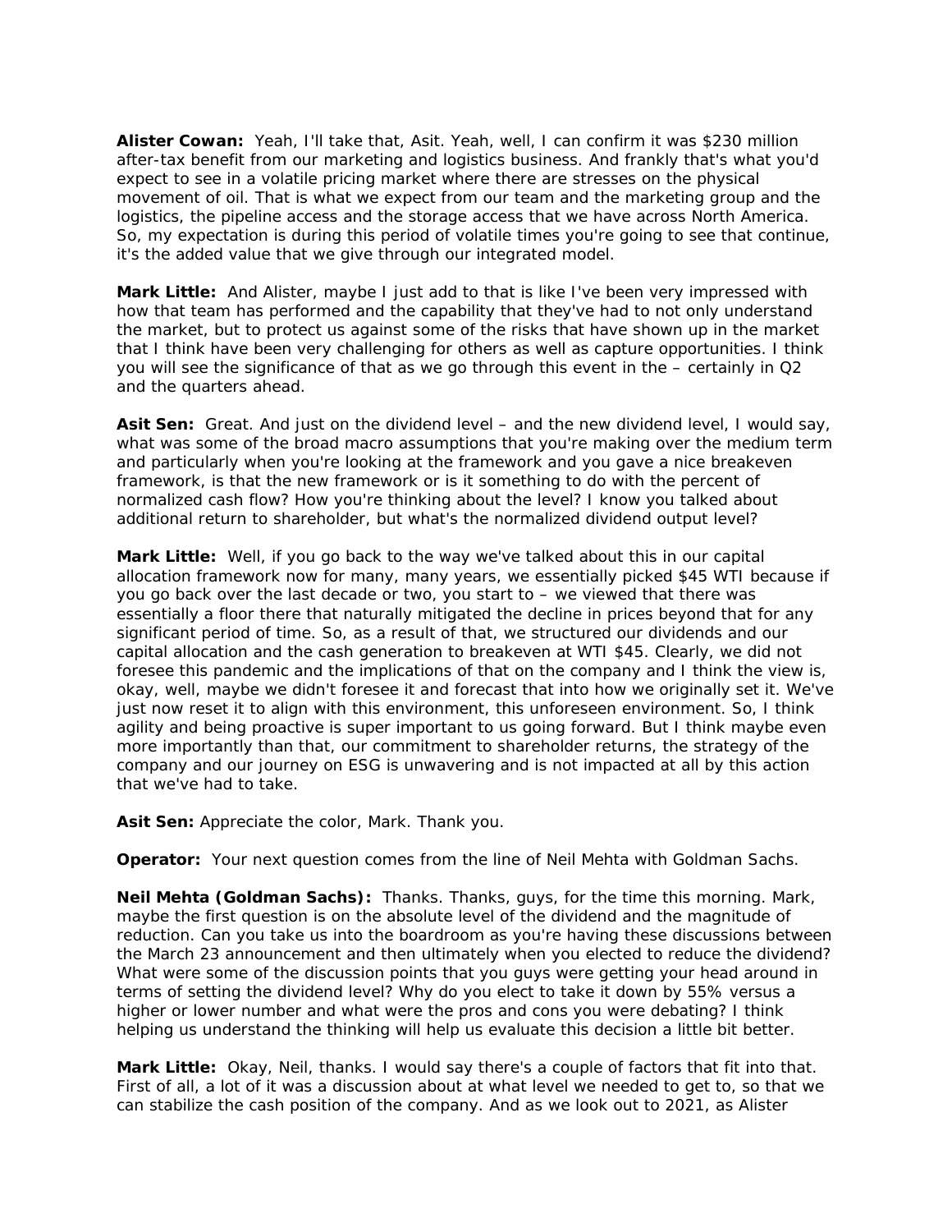**Alister Cowan:** Yeah, I'll take that, Asit. Yeah, well, I can confirm it was $230 million after-tax benefit from our marketing and logistics business. And frankly that's what you'd expect to see in a volatile pricing market where there are stresses on the physical movement of oil. That is what we expect from our team and the marketing group and the logistics, the pipeline access and the storage access that we have across North America. So, my expectation is during this period of volatile times you're going to see that continue, it's the added value that we give through our integrated model.

**Mark Little:** And Alister, maybe I just add to that is like I've been very impressed with how that team has performed and the capability that they've had to not only understand the market, but to protect us against some of the risks that have shown up in the market that I think have been very challenging for others as well as capture opportunities. I think you will see the significance of that as we go through this event in the – certainly in Q2 and the quarters ahead.

**Asit Sen:** Great. And just on the dividend level – and the new dividend level, I would say, what was some of the broad macro assumptions that you're making over the medium term and particularly when you're looking at the framework and you gave a nice breakeven framework, is that the new framework or is it something to do with the percent of normalized cash flow? How you're thinking about the level? I know you talked about additional return to shareholder, but what's the normalized dividend output level?

**Mark Little:** Well, if you go back to the way we've talked about this in our capital allocation framework now for many, many years, we essentially picked $45 WTI because if you go back over the last decade or two, you start to – we viewed that there was essentially a floor there that naturally mitigated the decline in prices beyond that for any significant period of time. So, as a result of that, we structured our dividends and our capital allocation and the cash generation to breakeven at WTI $45. Clearly, we did not foresee this pandemic and the implications of that on the company and I think the view is, okay, well, maybe we didn't foresee it and forecast that into how we originally set it. We've just now reset it to align with this environment, this unforeseen environment. So, I think agility and being proactive is super important to us going forward. But I think maybe even more importantly than that, our commitment to shareholder returns, the strategy of the company and our journey on ESG is unwavering and is not impacted at all by this action that we've had to take.

**Asit Sen:** Appreciate the color, Mark. Thank you.

**Operator:** Your next question comes from the line of Neil Mehta with Goldman Sachs.

**Neil Mehta (Goldman Sachs):** Thanks. Thanks, guys, for the time this morning. Mark, maybe the first question is on the absolute level of the dividend and the magnitude of reduction. Can you take us into the boardroom as you're having these discussions between the March 23 announcement and then ultimately when you elected to reduce the dividend? What were some of the discussion points that you guys were getting your head around in terms of setting the dividend level? Why do you elect to take it down by 55% versus a higher or lower number and what were the pros and cons you were debating? I think helping us understand the thinking will help us evaluate this decision a little bit better.

**Mark Little:** Okay, Neil, thanks. I would say there's a couple of factors that fit into that. First of all, a lot of it was a discussion about at what level we needed to get to, so that we can stabilize the cash position of the company. And as we look out to 2021, as Alister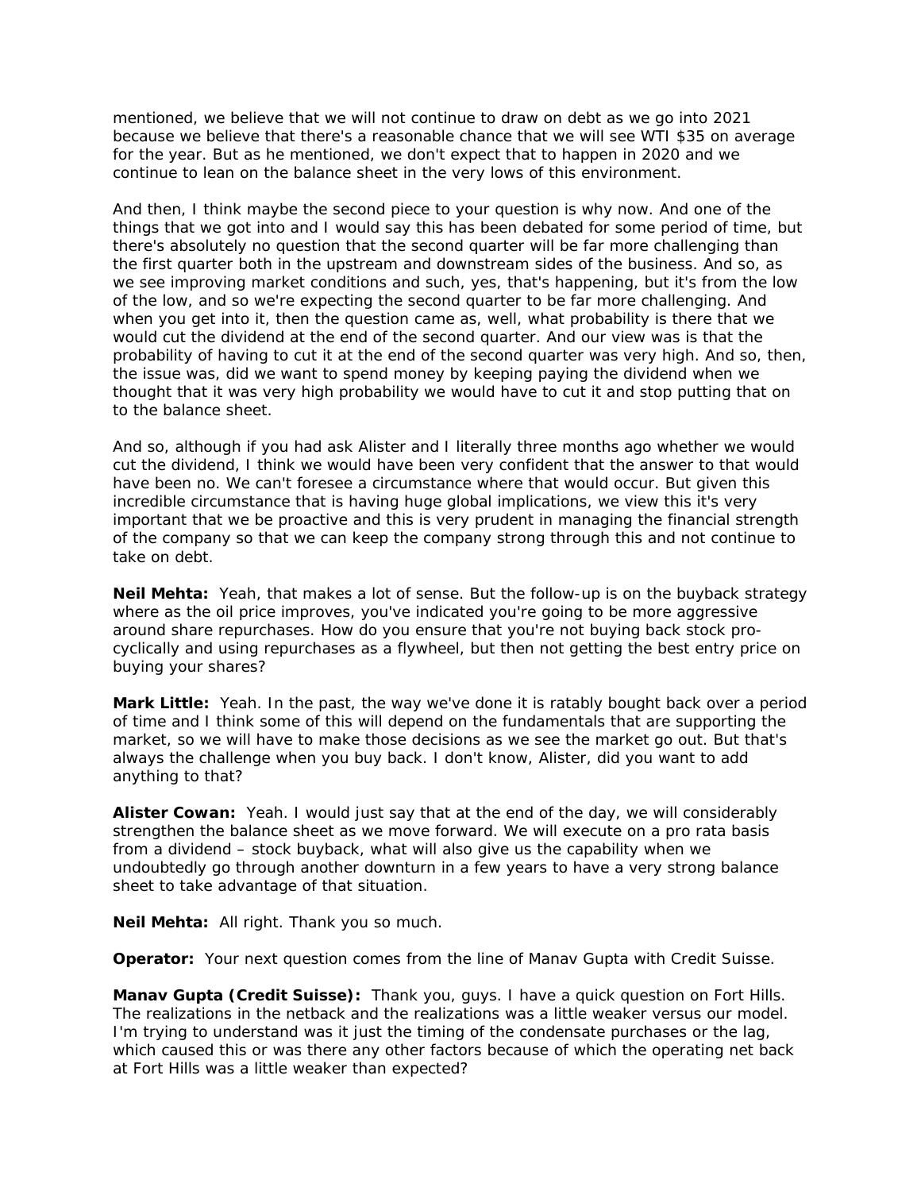mentioned, we believe that we will not continue to draw on debt as we go into 2021 because we believe that there's a reasonable chance that we will see WTI $35 on average for the year. But as he mentioned, we don't expect that to happen in 2020 and we continue to lean on the balance sheet in the very lows of this environment.

And then, I think maybe the second piece to your question is why now. And one of the things that we got into and I would say this has been debated for some period of time, but there's absolutely no question that the second quarter will be far more challenging than the first quarter both in the upstream and downstream sides of the business. And so, as we see improving market conditions and such, yes, that's happening, but it's from the low of the low, and so we're expecting the second quarter to be far more challenging. And when you get into it, then the question came as, well, what probability is there that we would cut the dividend at the end of the second quarter. And our view was is that the probability of having to cut it at the end of the second quarter was very high. And so, then, the issue was, did we want to spend money by keeping paying the dividend when we thought that it was very high probability we would have to cut it and stop putting that on to the balance sheet.

And so, although if you had ask Alister and I literally three months ago whether we would cut the dividend, I think we would have been very confident that the answer to that would have been no. We can't foresee a circumstance where that would occur. But given this incredible circumstance that is having huge global implications, we view this it's very important that we be proactive and this is very prudent in managing the financial strength of the company so that we can keep the company strong through this and not continue to take on debt.

**Neil Mehta:** Yeah, that makes a lot of sense. But the follow-up is on the buyback strategy where as the oil price improves, you've indicated you're going to be more aggressive around share repurchases. How do you ensure that you're not buying back stock pro-cyclically and using repurchases as a flywheel, but then not getting the best entry price on buying your shares?

**Mark Little:** Yeah. In the past, the way we've done it is ratably bought back over a period of time and I think some of this will depend on the fundamentals that are supporting the market, so we will have to make those decisions as we see the market go out. But that's always the challenge when you buy back. I don't know, Alister, did you want to add anything to that?

**Alister Cowan:** Yeah. I would just say that at the end of the day, we will considerably strengthen the balance sheet as we move forward. We will execute on a pro rata basis from a dividend – stock buyback, what will also give us the capability when we undoubtedly go through another downturn in a few years to have a very strong balance sheet to take advantage of that situation.

**Neil Mehta:** All right. Thank you so much.

**Operator:** Your next question comes from the line of Manav Gupta with Credit Suisse.

**Manav Gupta (Credit Suisse):** Thank you, guys. I have a quick question on Fort Hills. The realizations in the netback and the realizations was a little weaker versus our model. I'm trying to understand was it just the timing of the condensate purchases or the lag, which caused this or was there any other factors because of which the operating net back at Fort Hills was a little weaker than expected?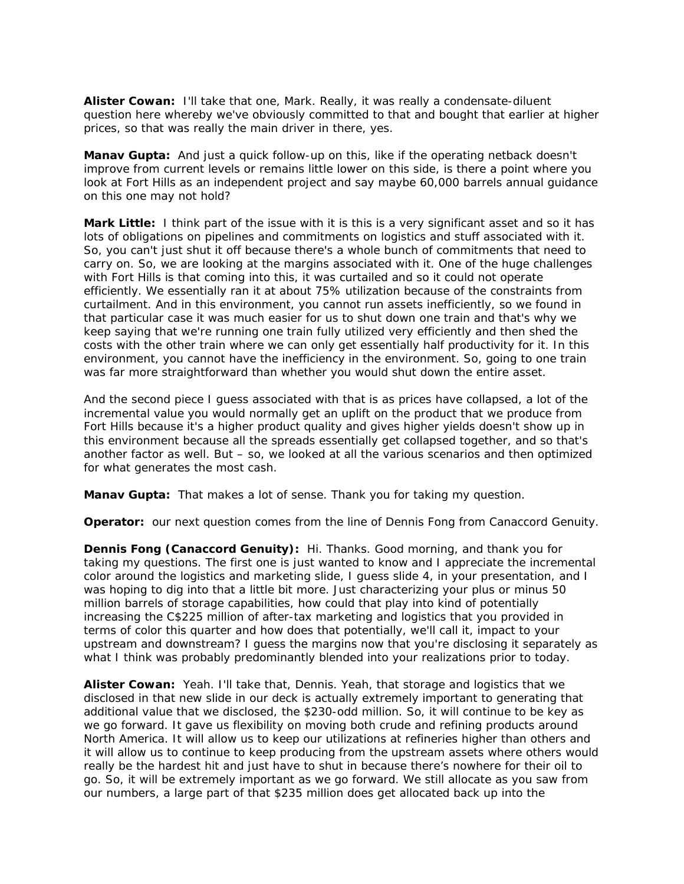**Alister Cowan:** I'll take that one, Mark. Really, it was really a condensate-diluent question here whereby we've obviously committed to that and bought that earlier at higher prices, so that was really the main driver in there, yes.

**Manav Gupta:** And just a quick follow-up on this, like if the operating netback doesn't improve from current levels or remains little lower on this side, is there a point where you look at Fort Hills as an independent project and say maybe 60,000 barrels annual guidance on this one may not hold?

**Mark Little:** I think part of the issue with it is this is a very significant asset and so it has lots of obligations on pipelines and commitments on logistics and stuff associated with it. So, you can't just shut it off because there's a whole bunch of commitments that need to carry on. So, we are looking at the margins associated with it. One of the huge challenges with Fort Hills is that coming into this, it was curtailed and so it could not operate efficiently. We essentially ran it at about 75% utilization because of the constraints from curtailment. And in this environment, you cannot run assets inefficiently, so we found in that particular case it was much easier for us to shut down one train and that's why we keep saying that we're running one train fully utilized very efficiently and then shed the costs with the other train where we can only get essentially half productivity for it. In this environment, you cannot have the inefficiency in the environment. So, going to one train was far more straightforward than whether you would shut down the entire asset.

And the second piece I guess associated with that is as prices have collapsed, a lot of the incremental value you would normally get an uplift on the product that we produce from Fort Hills because it's a higher product quality and gives higher yields doesn't show up in this environment because all the spreads essentially get collapsed together, and so that's another factor as well. But – so, we looked at all the various scenarios and then optimized for what generates the most cash.

**Manav Gupta:** That makes a lot of sense. Thank you for taking my question.

**Operator:** our next question comes from the line of Dennis Fong from Canaccord Genuity.

**Dennis Fong (Canaccord Genuity):** Hi. Thanks. Good morning, and thank you for taking my questions. The first one is just wanted to know and I appreciate the incremental color around the logistics and marketing slide, I guess slide 4, in your presentation, and I was hoping to dig into that a little bit more. Just characterizing your plus or minus 50 million barrels of storage capabilities, how could that play into kind of potentially increasing the C$225 million of after-tax marketing and logistics that you provided in terms of color this quarter and how does that potentially, we'll call it, impact to your upstream and downstream? I guess the margins now that you're disclosing it separately as what I think was probably predominantly blended into your realizations prior to today.

**Alister Cowan:** Yeah. I'll take that, Dennis. Yeah, that storage and logistics that we disclosed in that new slide in our deck is actually extremely important to generating that additional value that we disclosed, the $230-odd million. So, it will continue to be key as we go forward. It gave us flexibility on moving both crude and refining products around North America. It will allow us to keep our utilizations at refineries higher than others and it will allow us to continue to keep producing from the upstream assets where others would really be the hardest hit and just have to shut in because there's nowhere for their oil to go. So, it will be extremely important as we go forward. We still allocate as you saw from our numbers, a large part of that $235 million does get allocated back up into the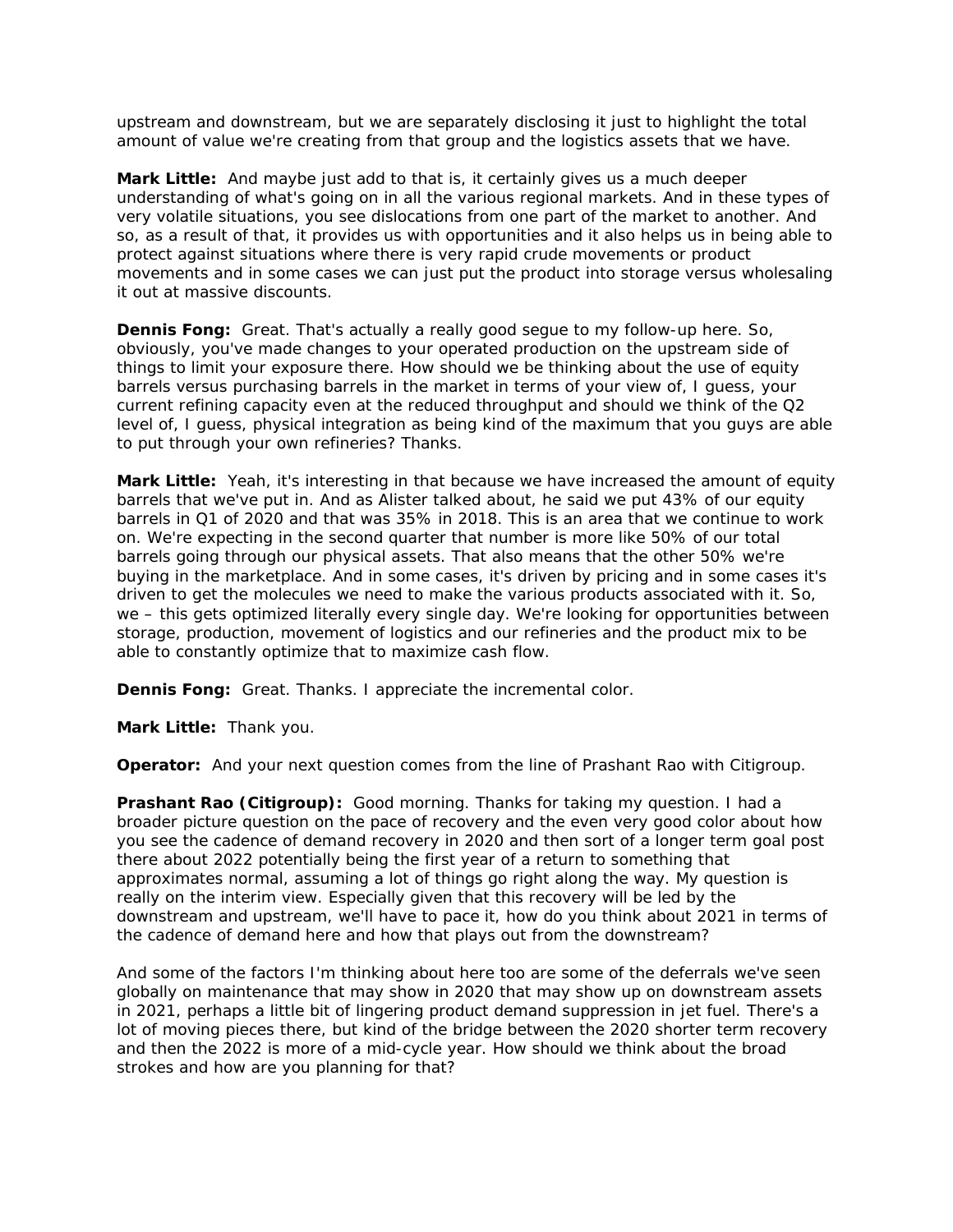upstream and downstream, but we are separately disclosing it just to highlight the total amount of value we're creating from that group and the logistics assets that we have.

**Mark Little:** And maybe just add to that is, it certainly gives us a much deeper understanding of what's going on in all the various regional markets. And in these types of very volatile situations, you see dislocations from one part of the market to another. And so, as a result of that, it provides us with opportunities and it also helps us in being able to protect against situations where there is very rapid crude movements or product movements and in some cases we can just put the product into storage versus wholesaling it out at massive discounts.

**Dennis Fong:** Great. That's actually a really good segue to my follow-up here. So, obviously, you've made changes to your operated production on the upstream side of things to limit your exposure there. How should we be thinking about the use of equity barrels versus purchasing barrels in the market in terms of your view of, I guess, your current refining capacity even at the reduced throughput and should we think of the Q2 level of, I guess, physical integration as being kind of the maximum that you guys are able to put through your own refineries? Thanks.

**Mark Little:** Yeah, it's interesting in that because we have increased the amount of equity barrels that we've put in. And as Alister talked about, he said we put 43% of our equity barrels in Q1 of 2020 and that was 35% in 2018. This is an area that we continue to work on. We're expecting in the second quarter that number is more like 50% of our total barrels going through our physical assets. That also means that the other 50% we're buying in the marketplace. And in some cases, it's driven by pricing and in some cases it's driven to get the molecules we need to make the various products associated with it. So, we – this gets optimized literally every single day. We're looking for opportunities between storage, production, movement of logistics and our refineries and the product mix to be able to constantly optimize that to maximize cash flow.

**Dennis Fong:** Great. Thanks. I appreciate the incremental color.

**Mark Little:** Thank you.

**Operator:** And your next question comes from the line of Prashant Rao with Citigroup.

**Prashant Rao (Citigroup):** Good morning. Thanks for taking my question. I had a broader picture question on the pace of recovery and the even very good color about how you see the cadence of demand recovery in 2020 and then sort of a longer term goal post there about 2022 potentially being the first year of a return to something that approximates normal, assuming a lot of things go right along the way. My question is really on the interim view. Especially given that this recovery will be led by the downstream and upstream, we'll have to pace it, how do you think about 2021 in terms of the cadence of demand here and how that plays out from the downstream?

And some of the factors I'm thinking about here too are some of the deferrals we've seen globally on maintenance that may show in 2020 that may show up on downstream assets in 2021, perhaps a little bit of lingering product demand suppression in jet fuel. There's a lot of moving pieces there, but kind of the bridge between the 2020 shorter term recovery and then the 2022 is more of a mid-cycle year. How should we think about the broad strokes and how are you planning for that?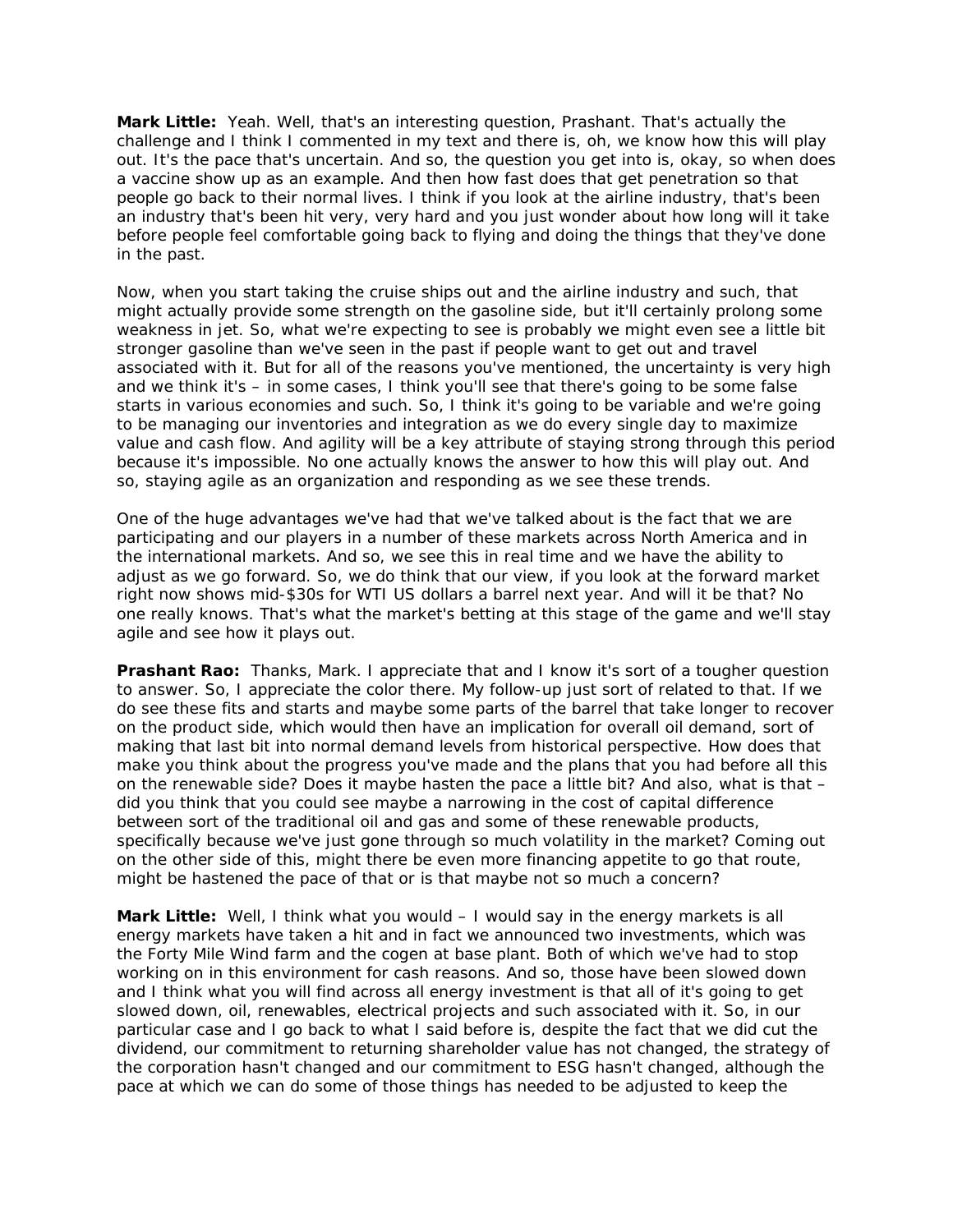**Mark Little:** Yeah. Well, that's an interesting question, Prashant. That's actually the challenge and I think I commented in my text and there is, oh, we know how this will play out. It's the pace that's uncertain. And so, the question you get into is, okay, so when does a vaccine show up as an example. And then how fast does that get penetration so that people go back to their normal lives. I think if you look at the airline industry, that's been an industry that's been hit very, very hard and you just wonder about how long will it take before people feel comfortable going back to flying and doing the things that they've done in the past.

Now, when you start taking the cruise ships out and the airline industry and such, that might actually provide some strength on the gasoline side, but it'll certainly prolong some weakness in jet. So, what we're expecting to see is probably we might even see a little bit stronger gasoline than we've seen in the past if people want to get out and travel associated with it. But for all of the reasons you've mentioned, the uncertainty is very high and we think it's – in some cases, I think you'll see that there's going to be some false starts in various economies and such. So, I think it's going to be variable and we're going to be managing our inventories and integration as we do every single day to maximize value and cash flow. And agility will be a key attribute of staying strong through this period because it's impossible. No one actually knows the answer to how this will play out. And so, staying agile as an organization and responding as we see these trends.

One of the huge advantages we've had that we've talked about is the fact that we are participating and our players in a number of these markets across North America and in the international markets. And so, we see this in real time and we have the ability to adjust as we go forward. So, we do think that our view, if you look at the forward market right now shows mid-$30s for WTI US dollars a barrel next year. And will it be that? No one really knows. That's what the market's betting at this stage of the game and we'll stay agile and see how it plays out.

**Prashant Rao:** Thanks, Mark. I appreciate that and I know it's sort of a tougher question to answer. So, I appreciate the color there. My follow-up just sort of related to that. If we do see these fits and starts and maybe some parts of the barrel that take longer to recover on the product side, which would then have an implication for overall oil demand, sort of making that last bit into normal demand levels from historical perspective. How does that make you think about the progress you've made and the plans that you had before all this on the renewable side? Does it maybe hasten the pace a little bit? And also, what is that – did you think that you could see maybe a narrowing in the cost of capital difference between sort of the traditional oil and gas and some of these renewable products, specifically because we've just gone through so much volatility in the market? Coming out on the other side of this, might there be even more financing appetite to go that route, might be hastened the pace of that or is that maybe not so much a concern?

**Mark Little:** Well, I think what you would – I would say in the energy markets is all energy markets have taken a hit and in fact we announced two investments, which was the Forty Mile Wind farm and the cogen at base plant. Both of which we've had to stop working on in this environment for cash reasons. And so, those have been slowed down and I think what you will find across all energy investment is that all of it's going to get slowed down, oil, renewables, electrical projects and such associated with it. So, in our particular case and I go back to what I said before is, despite the fact that we did cut the dividend, our commitment to returning shareholder value has not changed, the strategy of the corporation hasn't changed and our commitment to ESG hasn't changed, although the pace at which we can do some of those things has needed to be adjusted to keep the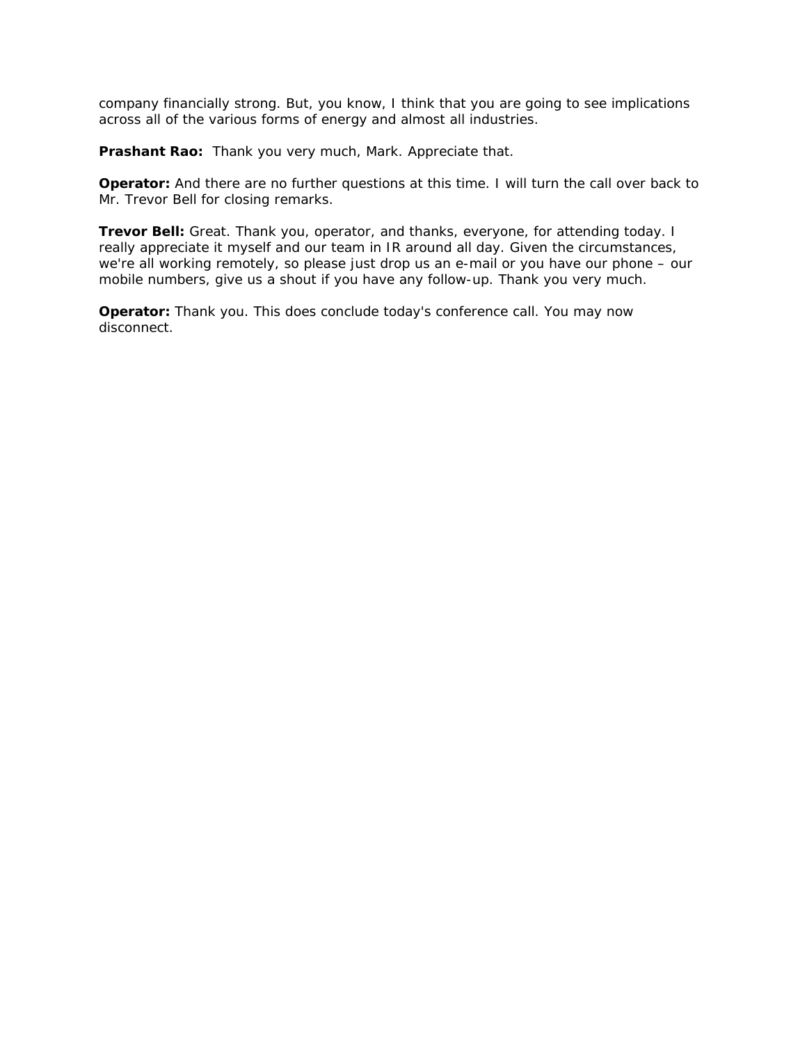company financially strong. But, you know, I think that you are going to see implications across all of the various forms of energy and almost all industries.

**Prashant Rao:** Thank you very much, Mark. Appreciate that.

**Operator:** And there are no further questions at this time. I will turn the call over back to Mr. Trevor Bell for closing remarks.

**Trevor Bell:** Great. Thank you, operator, and thanks, everyone, for attending today. I really appreciate it myself and our team in IR around all day. Given the circumstances, we're all working remotely, so please just drop us an e-mail or you have our phone – our mobile numbers, give us a shout if you have any follow-up. Thank you very much.

**Operator:** Thank you. This does conclude today's conference call. You may now disconnect.